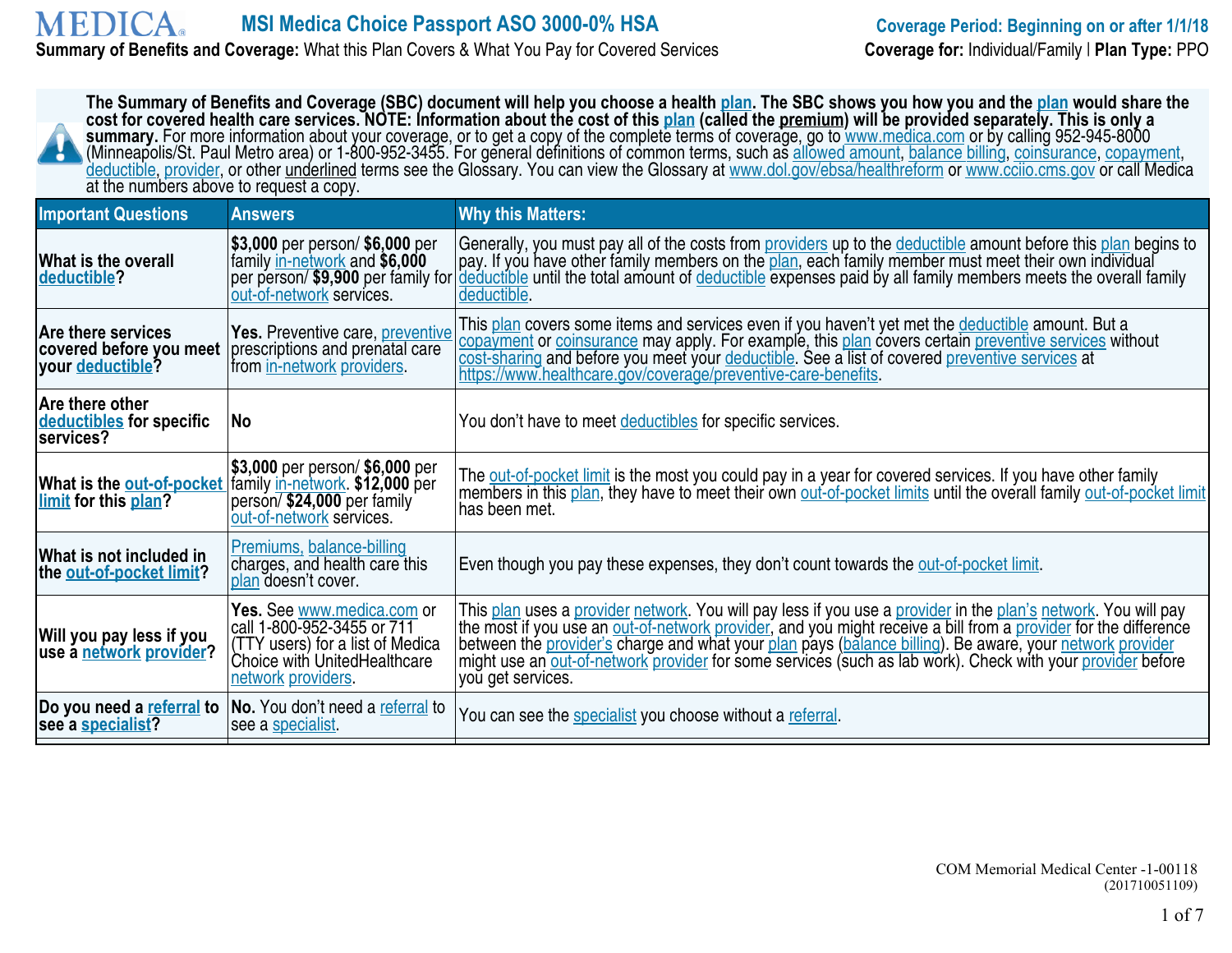MEDICA®

# MSI Medica Choice Passport ASO 3000-0% HSA

**Summary of Benefits and Coverage:** What this Plan Covers & What You Pay for Covered Services

**Coverage Period: Beginning on or after 1/1/18**

**Coverage for:** Individual/Family | **Plan Type:** PPO

**The Summary of Benefits and Coverage (SBC) document will help you choose a health plan. The SBC shows you how you and the plan would share the cost for covered health care services. NOTE: Information about the cost of this plan (called the premium) will be provided separately. This is only a summary.** For more information about your coverage, or to get a copy of the complete terms of coverage, go to www.medica.com or by calling 952-945-8000 (Minneapolis/St. Paul Metro area) or 1-800-952-3455. For general definitions of common terms, such as allowed amount, balance billing, coinsurance, copayment, deductible, provider, or other underlined terms see the Glossary. You can view the Glossary at www.dol.gov/ebsa/healthreform or www.cciio.cms.gov or call Medica at the numbers above to request a copy.

| Important Questions | Answers | Why this Matters: |
|---|---|---|
| **What is the overall deductible?** | **$3,000** per person/ **$6,000** per family in-network and **$6,000** per person/ **$9,900** per family for out-of-network services. | Generally, you must pay all of the costs from providers up to the deductible amount before this plan begins to pay. If you have other family members on the plan, each family member must meet their own individual deductible until the total amount of deductible expenses paid by all family members meets the overall family deductible. |
| **Are there services covered before you meet your deductible?** | **Yes.** Preventive care, preventive prescriptions and prenatal care from in-network providers. | This plan covers some items and services even if you haven't yet met the deductible amount. But a copayment or coinsurance may apply. For example, this plan covers certain preventive services without cost-sharing and before you meet your deductible. See a list of covered preventive services at https://www.healthcare.gov/coverage/preventive-care-benefits. |
| **Are there other deductibles for specific services?** | No | You don't have to meet deductibles for specific services. |
| **What is the out-of-pocket limit for this plan?** | **$3,000** per person/ **$6,000** per family in-network. **$12,000** per person/ **$24,000** per family out-of-network services. | The out-of-pocket limit is the most you could pay in a year for covered services. If you have other family members in this plan, they have to meet their own out-of-pocket limits until the overall family out-of-pocket limit has been met. |
| **What is not included in the out-of-pocket limit?** | Premiums, balance-billing charges, and health care this plan doesn't cover. | Even though you pay these expenses, they don't count towards the out-of-pocket limit. |
| **Will you pay less if you use a network provider?** | **Yes.** See www.medica.com or call 1-800-952-3455 or 711 (TTY users) for a list of Medica Choice with UnitedHealthcare network providers. | This plan uses a provider network. You will pay less if you use a provider in the plan's network. You will pay the most if you use an out-of-network provider, and you might receive a bill from a provider for the difference between the provider's charge and what your plan pays (balance billing). Be aware, your network provider might use an out-of-network provider for some services (such as lab work). Check with your provider before you get services. |
| **Do you need a referral to see a specialist?** | **No.** You don't need a referral to see a specialist. | You can see the specialist you choose without a referral. |

COM Memorial Medical Center -1-00118
(201710051109)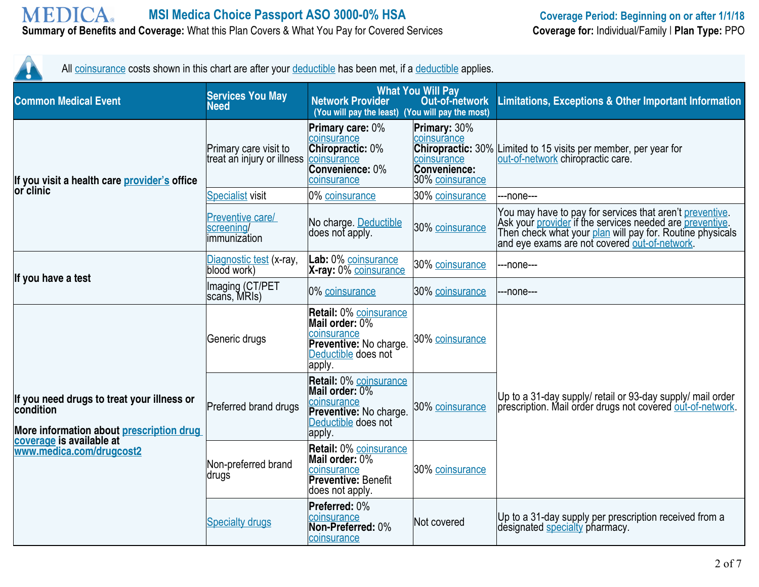All coinsurance costs shown in this chart are after your deductible has been met, if a deductible applies.

| Common Medical Event | Services You May Need | What You Will Pay Network Provider (You will pay the least) | Out-of-network (You will pay the most) | Limitations, Exceptions & Other Important Information |
|---|---|---|---|---|
| If you visit a health care provider's office or clinic | Primary care visit to treat an injury or illness | **Primary care:** 0% coinsurance **Chiropractic:** 0% coinsurance **Convenience:** 0% coinsurance | **Primary:** 30% coinsurance **Chiropractic:** 30% coinsurance **Convenience:** 30% coinsurance | Limited to 15 visits per member, per year for out-of-network chiropractic care. |
| | Specialist visit | 0% coinsurance | 30% coinsurance | ---none--- |
| | Preventive care/ screening/ immunization | No charge. Deductible does not apply. | 30% coinsurance | You may have to pay for services that aren't preventive. Ask your provider if the services needed are preventive. Then check what your plan will pay for. Routine physicals and eye exams are not covered out-of-network. |
| If you have a test | Diagnostic test (x-ray, blood work) | **Lab:** 0% coinsurance **X-ray:** 0% coinsurance | 30% coinsurance | ---none--- |
| | Imaging (CT/PET scans, MRIs) | 0% coinsurance | 30% coinsurance | ---none--- |
| If you need drugs to treat your illness or condition More information about prescription drug coverage is available at www.medica.com/drugcost2 | Generic drugs | **Retail:** 0% coinsurance **Mail order:** 0% coinsurance **Preventive:** No charge. Deductible does not apply. | 30% coinsurance | Up to a 31-day supply/ retail or 93-day supply/ mail order prescription. Mail order drugs not covered out-of-network. |
| | Preferred brand drugs | **Retail:** 0% coinsurance **Mail order:** 0% coinsurance **Preventive:** No charge. Deductible does not apply. | 30% coinsurance | |
| | Non-preferred brand drugs | **Retail:** 0% coinsurance **Mail order:** 0% coinsurance **Preventive:** Benefit does not apply. | 30% coinsurance | |
| | Specialty drugs | **Preferred:** 0% coinsurance **Non-Preferred:** 0% coinsurance | Not covered | Up to a 31-day supply per prescription received from a designated specialty pharmacy. |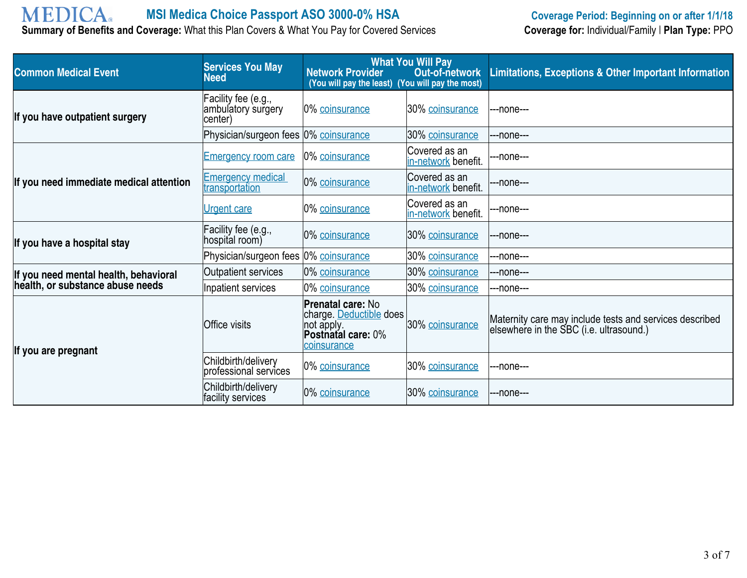**MEDICA** **MSI Medica Choice Passport ASO 3000-0% HSA**

**Summary of Benefits and Coverage:** What this Plan Covers & What You Pay for Covered Services

**Coverage Period: Beginning on or after 1/1/18**

**Coverage for:** Individual/Family | **Plan Type:** PPO

| Common Medical Event | Services You May Need | What You Will Pay: Network Provider (You will pay the least) | What You Will Pay: Out-of-network (You will pay the most) | Limitations, Exceptions & Other Important Information |
|---|---|---|---|---|
| **If you have outpatient surgery** | Facility fee (e.g., ambulatory surgery center) | 0% coinsurance | 30% coinsurance | ---none--- |
| | Physician/surgeon fees | 0% coinsurance | 30% coinsurance | ---none--- |
| **If you need immediate medical attention** | Emergency room care | 0% coinsurance | Covered as an in-network benefit. | ---none--- |
| | Emergency medical transportation | 0% coinsurance | Covered as an in-network benefit. | ---none--- |
| | Urgent care | 0% coinsurance | Covered as an in-network benefit. | ---none--- |
| **If you have a hospital stay** | Facility fee (e.g., hospital room) | 0% coinsurance | 30% coinsurance | ---none--- |
| | Physician/surgeon fees | 0% coinsurance | 30% coinsurance | ---none--- |
| **If you need mental health, behavioral health, or substance abuse needs** | Outpatient services | 0% coinsurance | 30% coinsurance | ---none--- |
| | Inpatient services | 0% coinsurance | 30% coinsurance | ---none--- |
| **If you are pregnant** | Office visits | **Prenatal care:** No charge. Deductible does not apply. **Postnatal care:** 0% coinsurance | 30% coinsurance | Maternity care may include tests and services described elsewhere in the SBC (i.e. ultrasound.) |
| | Childbirth/delivery professional services | 0% coinsurance | 30% coinsurance | ---none--- |
| | Childbirth/delivery facility services | 0% coinsurance | 30% coinsurance | ---none--- |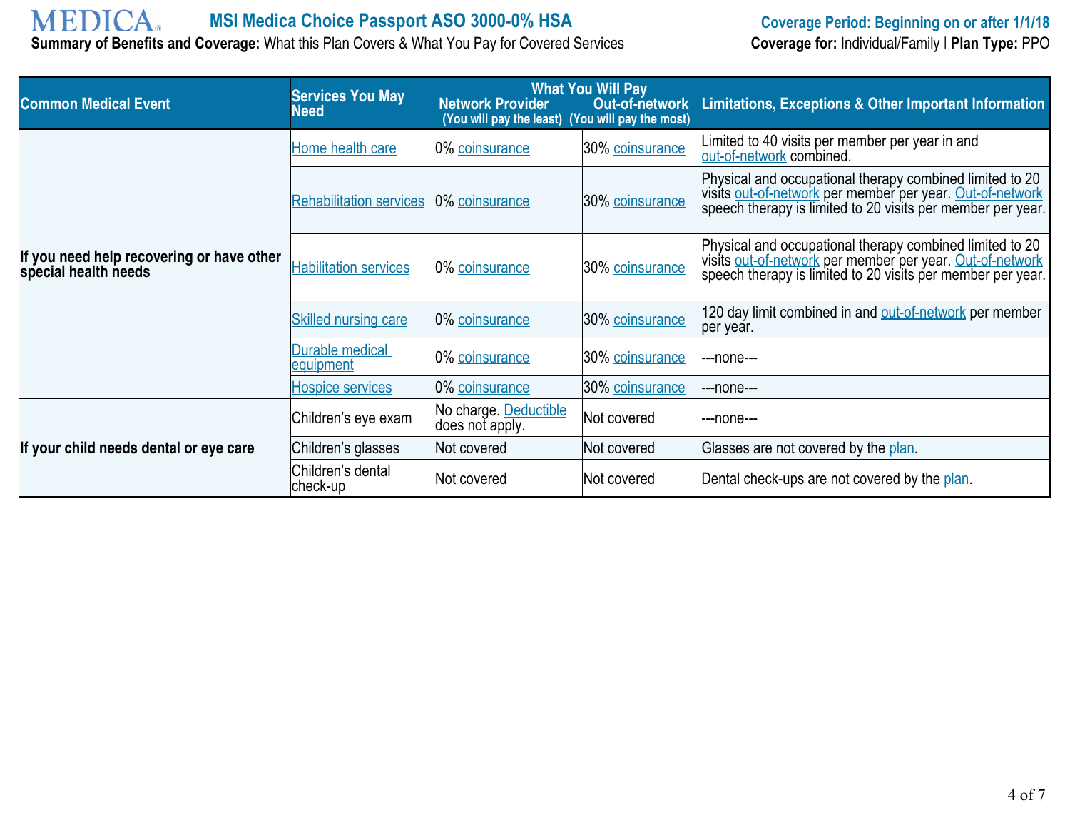**MEDICA** MSI Medica Choice Passport ASO 3000-0% HSA

**Coverage Period: Beginning on or after 1/1/18**

**Summary of Benefits and Coverage:** What this Plan Covers & What You Pay for Covered Services

**Coverage for:** Individual/Family | **Plan Type:** PPO

| Common Medical Event | Services You May Need | What You Will Pay Network Provider (You will pay the least) | What You Will Pay Out-of-network (You will pay the most) | Limitations, Exceptions & Other Important Information |
|---|---|---|---|---|
| **If you need help recovering or have other special health needs** | Home health care | 0% coinsurance | 30% coinsurance | Limited to 40 visits per member per year in and out-of-network combined. |
| | Rehabilitation services | 0% coinsurance | 30% coinsurance | Physical and occupational therapy combined limited to 20 visits out-of-network per member per year. Out-of-network speech therapy is limited to 20 visits per member per year. |
| | Habilitation services | 0% coinsurance | 30% coinsurance | Physical and occupational therapy combined limited to 20 visits out-of-network per member per year. Out-of-network speech therapy is limited to 20 visits per member per year. |
| | Skilled nursing care | 0% coinsurance | 30% coinsurance | 120 day limit combined in and out-of-network per member per year. |
| | Durable medical equipment | 0% coinsurance | 30% coinsurance | ---none--- |
| | Hospice services | 0% coinsurance | 30% coinsurance | ---none--- |
| **If your child needs dental or eye care** | Children's eye exam | No charge. Deductible does not apply. | Not covered | ---none--- |
| | Children's glasses | Not covered | Not covered | Glasses are not covered by the plan. |
| | Children's dental check-up | Not covered | Not covered | Dental check-ups are not covered by the plan. |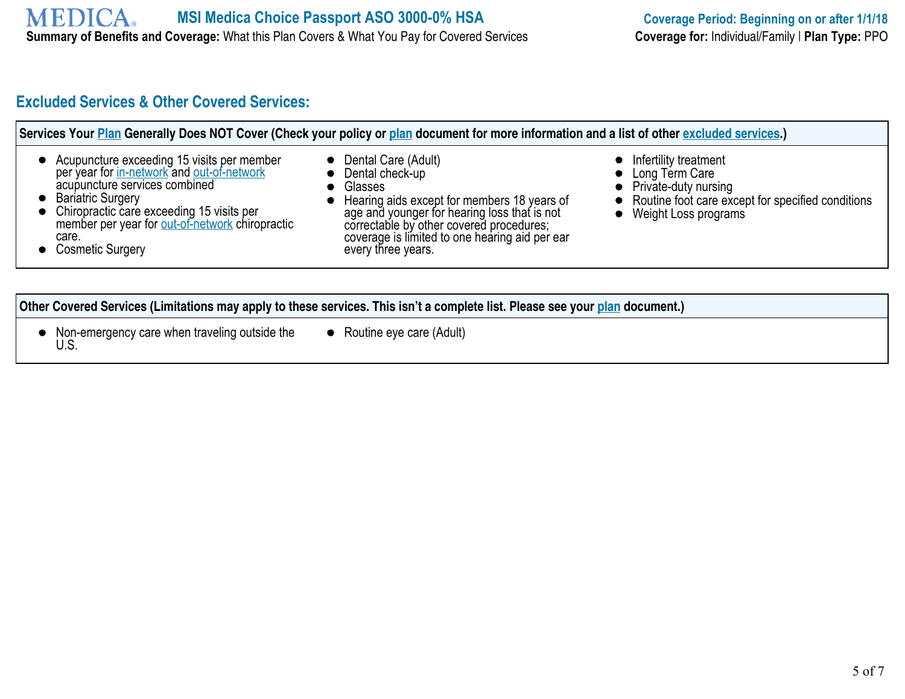## Excluded Services & Other Covered Services:

**Services Your Plan Generally Does NOT Cover (Check your policy or plan document for more information and a list of other excluded services.)**

- Acupuncture exceeding 15 visits per member per year for in-network and out-of-network acupuncture services combined
- Bariatric Surgery
- Chiropractic care exceeding 15 visits per member per year for out-of-network chiropractic care.
- Cosmetic Surgery
- Dental Care (Adult)
- Dental check-up
- Glasses
- Hearing aids except for members 18 years of age and younger for hearing loss that is not correctable by other covered procedures; coverage is limited to one hearing aid per ear every three years.
- Infertility treatment
- Long Term Care
- Private-duty nursing
- Routine foot care except for specified conditions
- Weight Loss programs

**Other Covered Services (Limitations may apply to these services. This isn't a complete list. Please see your plan document.)**

- Non-emergency care when traveling outside the U.S.
- Routine eye care (Adult)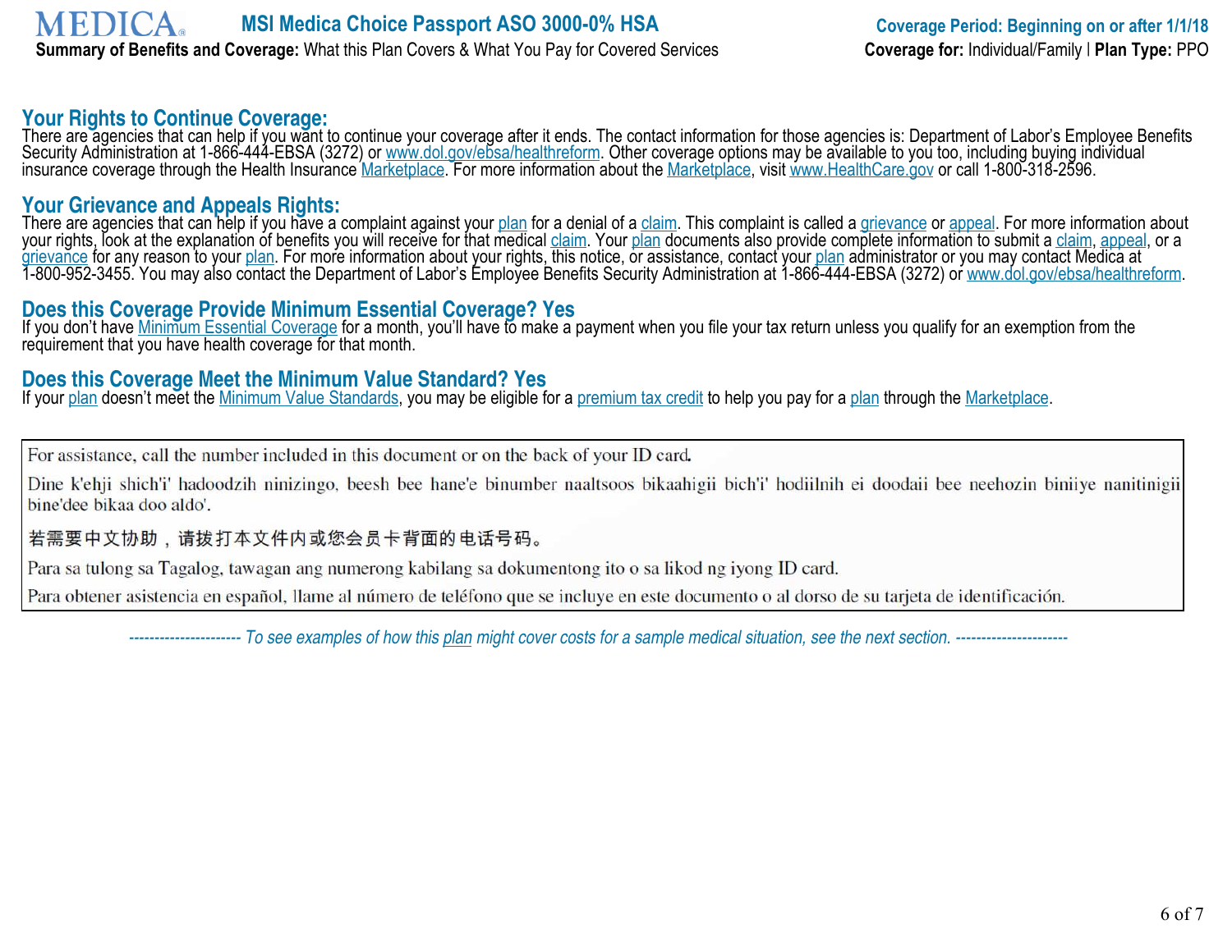## Your Rights to Continue Coverage:

There are agencies that can help if you want to continue your coverage after it ends. The contact information for those agencies is: Department of Labor's Employee Benefits Security Administration at 1-866-444-EBSA (3272) or www.dol.gov/ebsa/healthreform. Other coverage options may be available to you too, including buying individual insurance coverage through the Health Insurance Marketplace. For more information about the Marketplace, visit www.HealthCare.gov or call 1-800-318-2596.

## Your Grievance and Appeals Rights:

There are agencies that can help if you have a complaint against your plan for a denial of a claim. This complaint is called a grievance or appeal. For more information about your rights, look at the explanation of benefits you will receive for that medical claim. Your plan documents also provide complete information to submit a claim, appeal, or a grievance for any reason to your plan. For more information about your rights, this notice, or assistance, contact your plan administrator or you may contact Medica at 1-800-952-3455. You may also contact the Department of Labor's Employee Benefits Security Administration at 1-866-444-EBSA (3272) or www.dol.gov/ebsa/healthreform.

## Does this Coverage Provide Minimum Essential Coverage? Yes

If you don't have Minimum Essential Coverage for a month, you'll have to make a payment when you file your tax return unless you qualify for an exemption from the requirement that you have health coverage for that month.

## Does this Coverage Meet the Minimum Value Standard? Yes

If your plan doesn't meet the Minimum Value Standards, you may be eligible for a premium tax credit to help you pay for a plan through the Marketplace.

For assistance, call the number included in this document or on the back of your ID card.

Dine k'ehji shich'i' hadoodzih ninizingo, beesh bee hane'e binumber naaltsoos bikaahigii bich'i' hodiilnih ei doodaii bee neehozin biniiye nanitinigii bine'dee bikaa doo aldo'.

若需要中文协助，请拔打本文件内或您会员卡背面的电话号码。

Para sa tulong sa Tagalog, tawagan ang numerong kabilang sa dokumentong ito o sa likod ng iyong ID card.

Para obtener asistencia en español, llame al número de teléfono que se incluye en este documento o al dorso de su tarjeta de identificación.

*---------------------- To see examples of how this plan might cover costs for a sample medical situation, see the next section. ----------------------*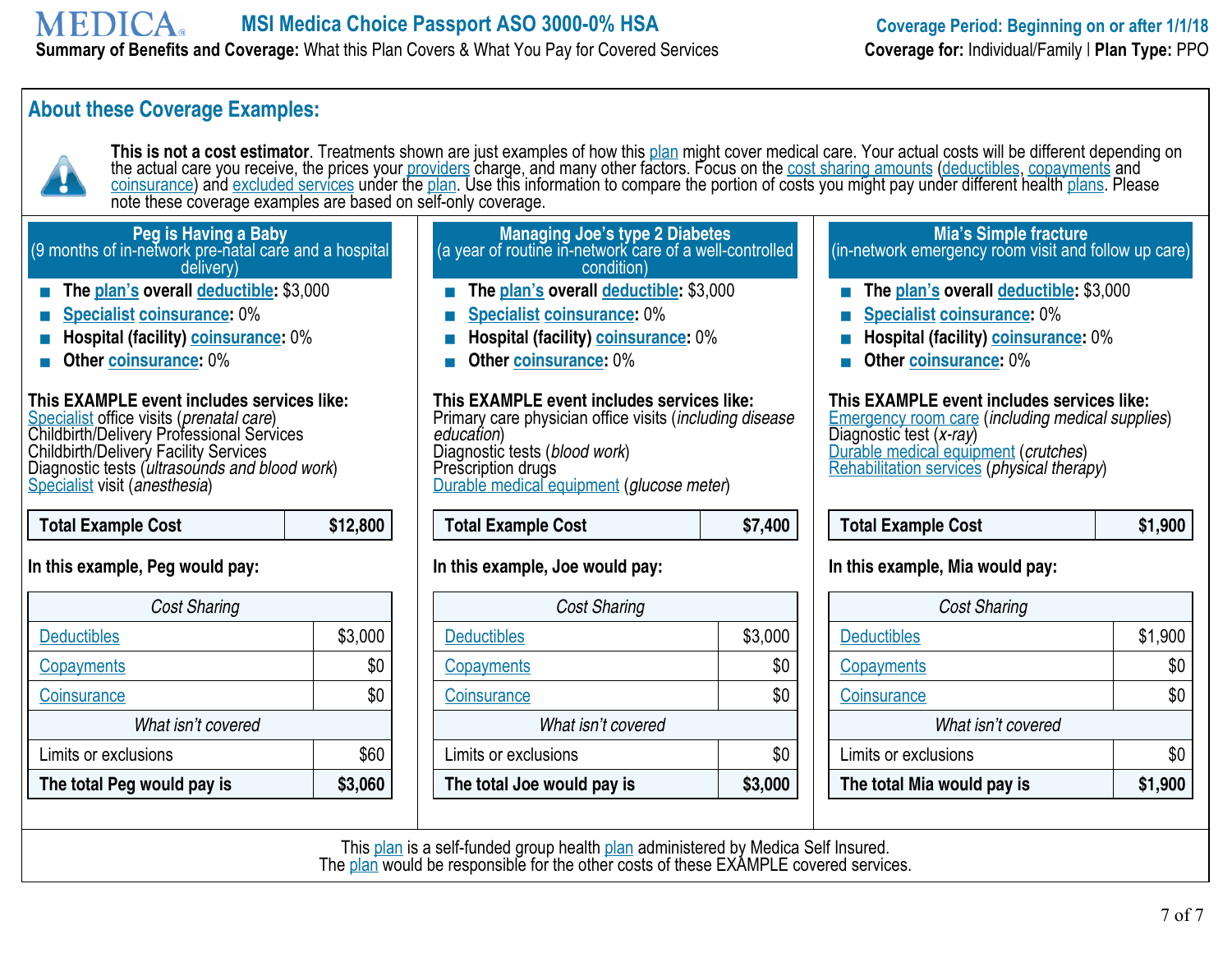**MEDICA** MSI Medica Choice Passport ASO 3000-0% HSA

**Summary of Benefits and Coverage:** What this Plan Covers & What You Pay for Covered Services

**Coverage Period: Beginning on or after 1/1/18**

**Coverage for:** Individual/Family | **Plan Type:** PPO

## About these Coverage Examples:

**This is not a cost estimator**. Treatments shown are just examples of how this plan might cover medical care. Your actual costs will be different depending on the actual care you receive, the prices your providers charge, and many other factors. Focus on the cost sharing amounts (deductibles, copayments and coinsurance) and excluded services under the plan. Use this information to compare the portion of costs you might pay under different health plans. Please note these coverage examples are based on self-only coverage.

### Peg is Having a Baby
(9 months of in-network pre-natal care and a hospital delivery)

- **The plan's overall deductible:** $3,000
- **Specialist coinsurance:** 0%
- **Hospital (facility) coinsurance:** 0%
- **Other coinsurance:** 0%

**This EXAMPLE event includes services like:**
Specialist office visits (*prenatal care*)
Childbirth/Delivery Professional Services
Childbirth/Delivery Facility Services
Diagnostic tests (*ultrasounds and blood work*)
Specialist visit (*anesthesia*)

| **Total Example Cost** | **$12,800** |
|---|---|

**In this example, Peg would pay:**

| *Cost Sharing* | |
|---|---|
| Deductibles | $3,000 |
| Copayments | $0 |
| Coinsurance | $0 |
| *What isn't covered* | |
| Limits or exclusions | $60 |
| **The total Peg would pay is** | **$3,060** |

### Managing Joe's type 2 Diabetes
(a year of routine in-network care of a well-controlled condition)

- **The plan's overall deductible:** $3,000
- **Specialist coinsurance:** 0%
- **Hospital (facility) coinsurance:** 0%
- **Other coinsurance:** 0%

**This EXAMPLE event includes services like:**
Primary care physician office visits (*including disease education*)
Diagnostic tests (*blood work*)
Prescription drugs
Durable medical equipment (*glucose meter*)

| **Total Example Cost** | **$7,400** |
|---|---|

**In this example, Joe would pay:**

| *Cost Sharing* | |
|---|---|
| Deductibles | $3,000 |
| Copayments | $0 |
| Coinsurance | $0 |
| *What isn't covered* | |
| Limits or exclusions | $0 |
| **The total Joe would pay is** | **$3,000** |

### Mia's Simple fracture
(in-network emergency room visit and follow up care)

- **The plan's overall deductible:** $3,000
- **Specialist coinsurance:** 0%
- **Hospital (facility) coinsurance:** 0%
- **Other coinsurance:** 0%

**This EXAMPLE event includes services like:**
Emergency room care (*including medical supplies*)
Diagnostic test (*x-ray*)
Durable medical equipment (*crutches*)
Rehabilitation services (*physical therapy*)

| **Total Example Cost** | **$1,900** |
|---|---|

**In this example, Mia would pay:**

| *Cost Sharing* | |
|---|---|
| Deductibles | $1,900 |
| Copayments | $0 |
| Coinsurance | $0 |
| *What isn't covered* | |
| Limits or exclusions | $0 |
| **The total Mia would pay is** | **$1,900** |

This plan is a self-funded group health plan administered by Medica Self Insured.
The plan would be responsible for the other costs of these EXAMPLE covered services.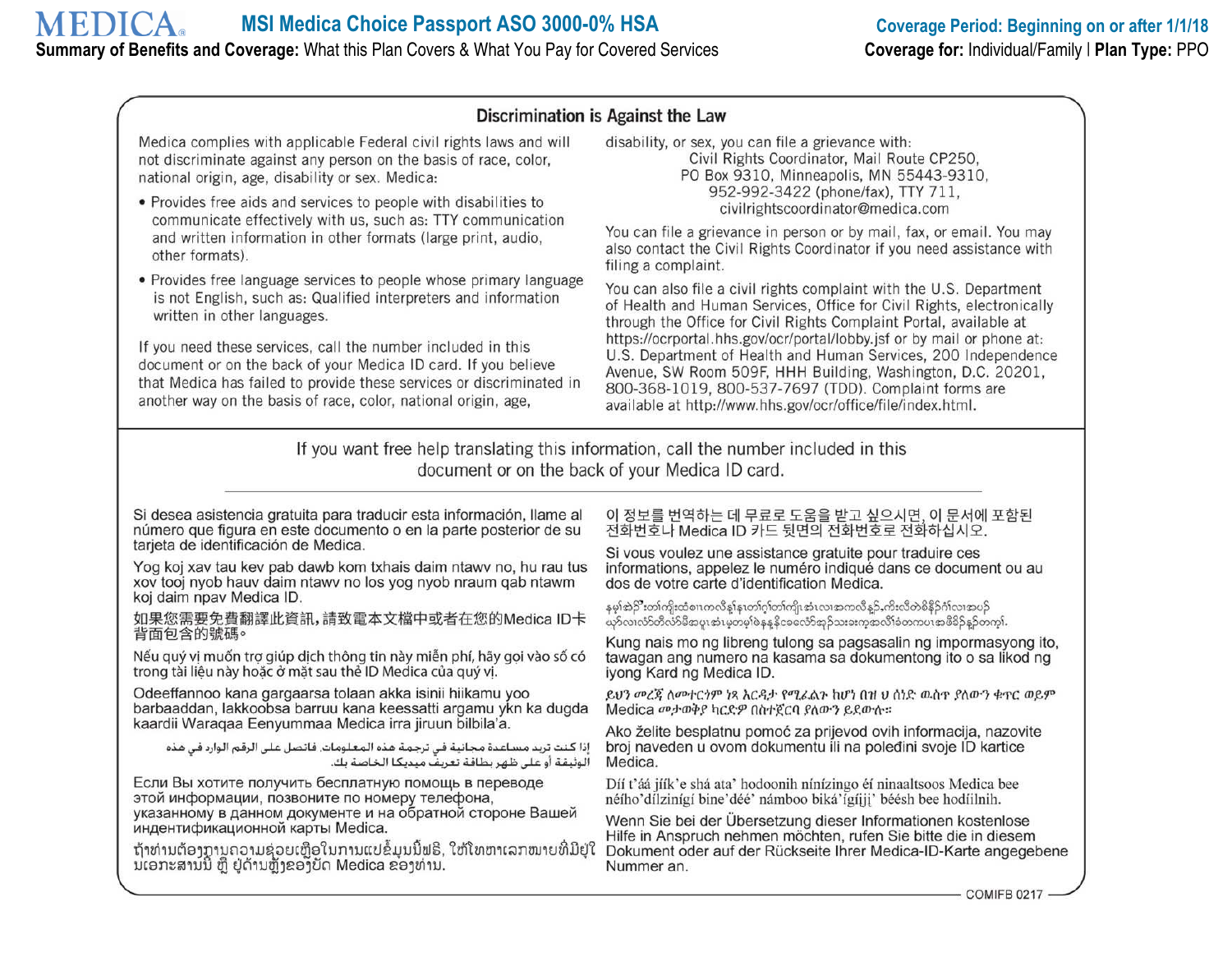## Discrimination is Against the Law

Medica complies with applicable Federal civil rights laws and will not discriminate against any person on the basis of race, color, national origin, age, disability or sex. Medica:

- Provides free aids and services to people with disabilities to communicate effectively with us, such as: TTY communication and written information in other formats (large print, audio, other formats).
- Provides free language services to people whose primary language is not English, such as: Qualified interpreters and information written in other languages.

If you need these services, call the number included in this document or on the back of your Medica ID card. If you believe that Medica has failed to provide these services or discriminated in another way on the basis of race, color, national origin, age, disability, or sex, you can file a grievance with:

Civil Rights Coordinator, Mail Route CP250,
PO Box 9310, Minneapolis, MN 55443-9310,
952-992-3422 (phone/fax), TTY 711,
civilrightscoordinator@medica.com

You can file a grievance in person or by mail, fax, or email. You may also contact the Civil Rights Coordinator if you need assistance with filing a complaint.

You can also file a civil rights complaint with the U.S. Department of Health and Human Services, Office for Civil Rights, electronically through the Office for Civil Rights Complaint Portal, available at https://ocrportal.hhs.gov/ocr/portal/lobby.jsf or by mail or phone at: U.S. Department of Health and Human Services, 200 Independence Avenue, SW Room 509F, HHH Building, Washington, D.C. 20201, 800-368-1019, 800-537-7697 (TDD). Complaint forms are available at http://www.hhs.gov/ocr/office/file/index.html.

If you want free help translating this information, call the number included in this document or on the back of your Medica ID card.

Si desea asistencia gratuita para traducir esta información, llame al número que figura en este documento o en la parte posterior de su tarjeta de identificación de Medica.

Yog koj xav tau kev pab dawb kom txhais daim ntawv no, hu rau tus xov tooj nyob hauv daim ntawv no los yog nyob nraum qab ntawm koj daim npav Medica ID.

如果您需要免費翻譯此資訊，請致電本文檔中或者在您的Medica ID卡背面包含的號碼。

Nếu quý vị muốn trợ giúp dịch thông tin này miễn phí, hãy gọi vào số có trong tài liệu này hoặc ở mặt sau thẻ ID Medica của quý vị.

Odeeffannoo kana gargaarsa tolaan akka isinii hiikamu yoo barbaaddan, lakkoobsa barruu kana keessatti argamu ykn ka dugda kaardii Waraqaa Eenyummaa Medica irra jiruun bilbila'a.

إذا كنت تريد مساعدة مجانية في ترجمة هذه المعلومات، فاتصل على الرقم الوارد في هذه الوثيقة أو على ظهر بطاقة تعريف ميديكا الخاصة بك.

Если Вы хотите получить бесплатную помощь в переводе этой информации, позвоните по номеру телефона, указанному в данном документе и на обратной стороне Вашей индентификационной карты Medica.

ຖ້າທ່ານຕ້ອງການຄວາມຊ່ວຍເຫຼືອໃນການແປຂໍ້ມູນນີ້ຟຣີ, ໃຫ້ໂທຫາເລກໝາຍທີ່ມີຢູ່ໃນເອກະສານນີ້ ຫຼື ຢູ່ດ້ານຫຼັງຂອງບັດ Medica ຂອງທ່ານ.

이 정보를 번역하는 데 무료로 도움을 받고 싶으시면, 이 문서에 포함된 전화번호나 Medica ID 카드 뒷면의 전화번호로 전화하십시오.

Si vous voulez une assistance gratuite pour traduire ces informations, appelez le numéro indiqué dans ce document ou au dos de votre carte d'identification Medica.

နမ့်ဆဲဉ်ဒီးတၢ်ကျိးထံဝဲၤကလီန့ၣ်ဒ်သိးကကျိးထံဝဲၤဒၣ်တၢ်ဂ့ၢ်တၢ်ကျိၤအံၤလၢအကလီန့ၣ်, ကိးလီတဲစိနီၣ်ဂံၢ်လၢအပဉ်ယှာ်လၢလံာ်တီလံာ်မီအပူၤအံၤမ့တမ့ၢ်ဖဲနနံၣ်ငၢလံာ်အုဉ်သးအကူအလိၢ်ခံတကပၤအဖီခိဉ်နှဉ်တက့ၢ်.

Kung nais mo ng libreng tulong sa pagsasalin ng impormasyong ito, tawagan ang numero na kasama sa dokumentong ito o sa likod ng iyong Kard ng Medica ID.

ይህን መረጃ ለመተርጎም ነጻ እርዳታ የሚፈልጉ ከሆነ በዚህ ሰነድ ዉስጥ ያለውን ቁጥር ወይም Medica መታወቂያ ካርድዎ በስተጀርባ ያለውን ይደውሉ።

Ako želite besplatnu pomoć za prijevod ovih informacija, nazovite broj naveden u ovom dokumentu ili na poleđini svoje ID kartice Medica.

Díí t'áá jíík'e shá ata' hodoonih nínízingo éí ninaaltsoos Medica bee néího'dílzinígí bine'déé' námboo biká'ígíí' béésh bee hodíílnih.

Wenn Sie bei der Übersetzung dieser Informationen kostenlose Hilfe in Anspruch nehmen möchten, rufen Sie bitte die in diesem Dokument oder auf der Rückseite Ihrer Medica-ID-Karte angegebene Nummer an.

COMIFB 0217